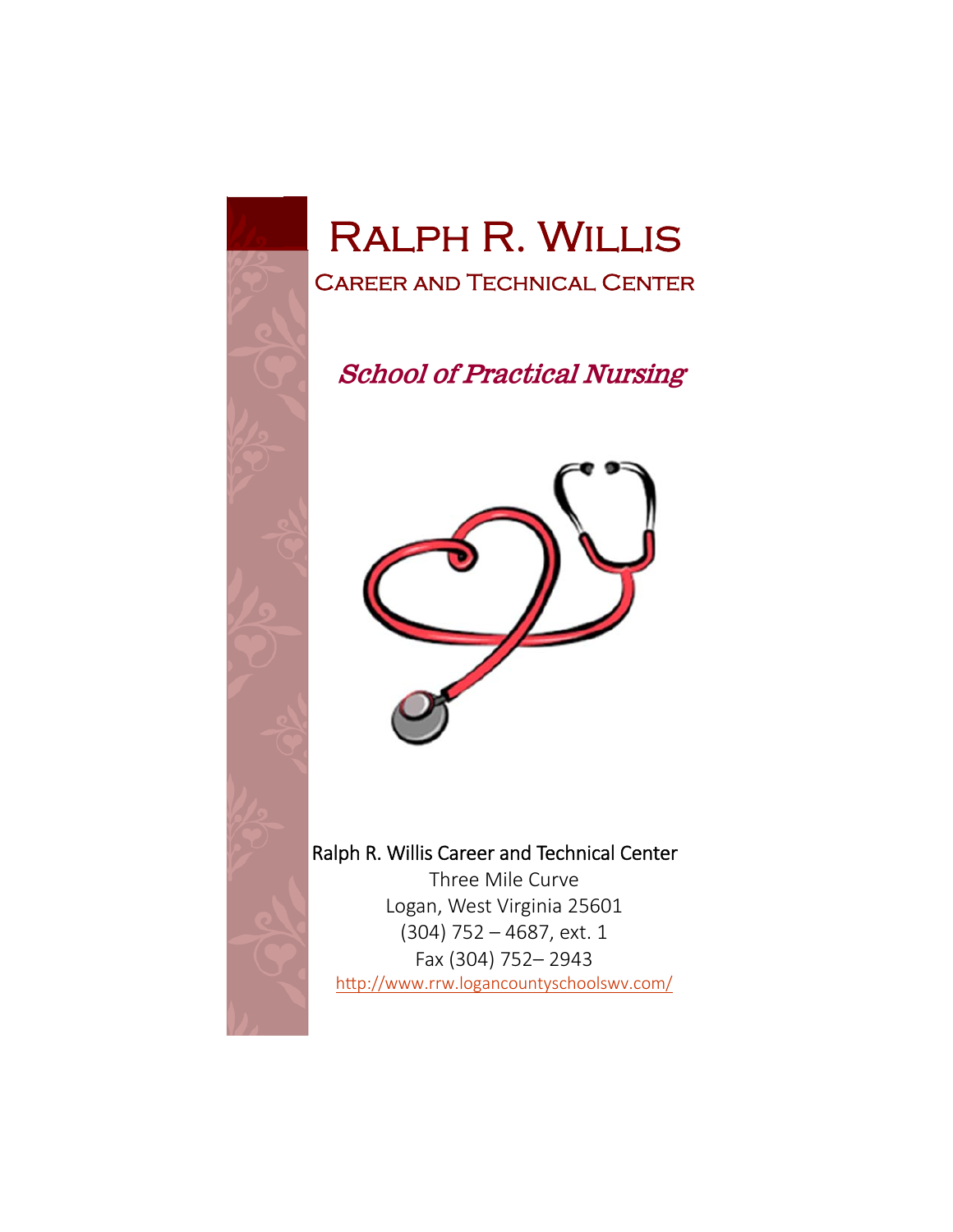# Ralph R. Willis

## Career and Technical Center

### *School of Practical Nursing*

Ralph R. Willis Career and Technical Center

Three Mile Curve

Logan, West Virginia 25601

(304) 752 – 4687, ext. 1

Fax (304) 752– 2943

http://www.rrw.logancountyschoolswv.com/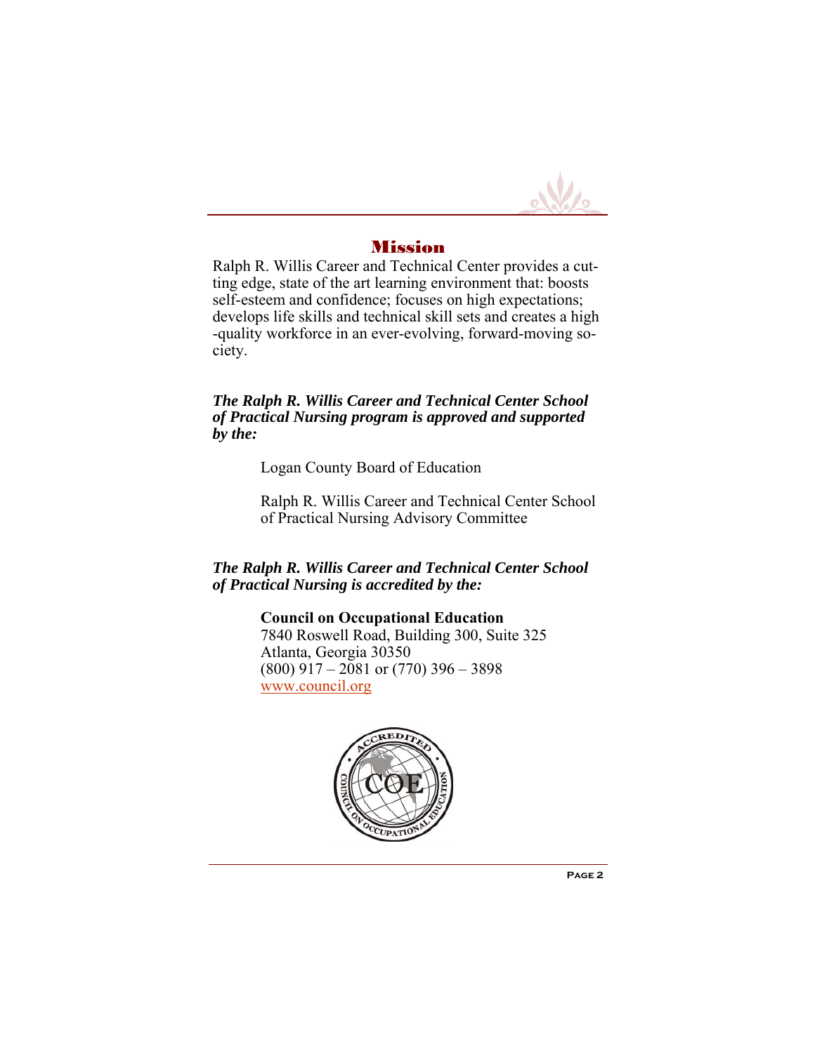## Mission

Ralph R. Willis Career and Technical Center provides a cutting edge, state of the art learning environment that: boosts self-esteem and confidence; focuses on high expectations; develops life skills and technical skill sets and creates a high-quality workforce in an ever-evolving, forward-moving society.

***The Ralph R. Willis Career and Technical Center School of Practical Nursing program is approved and supported by the:***

Logan County Board of Education

Ralph R. Willis Career and Technical Center School of Practical Nursing Advisory Committee

***The Ralph R. Willis Career and Technical Center School of Practical Nursing is accredited by the:***

**Council on Occupational Education**
7840 Roswell Road, Building 300, Suite 325
Atlanta, Georgia 30350
(800) 917 – 2081 or (770) 396 – 3898
www.council.org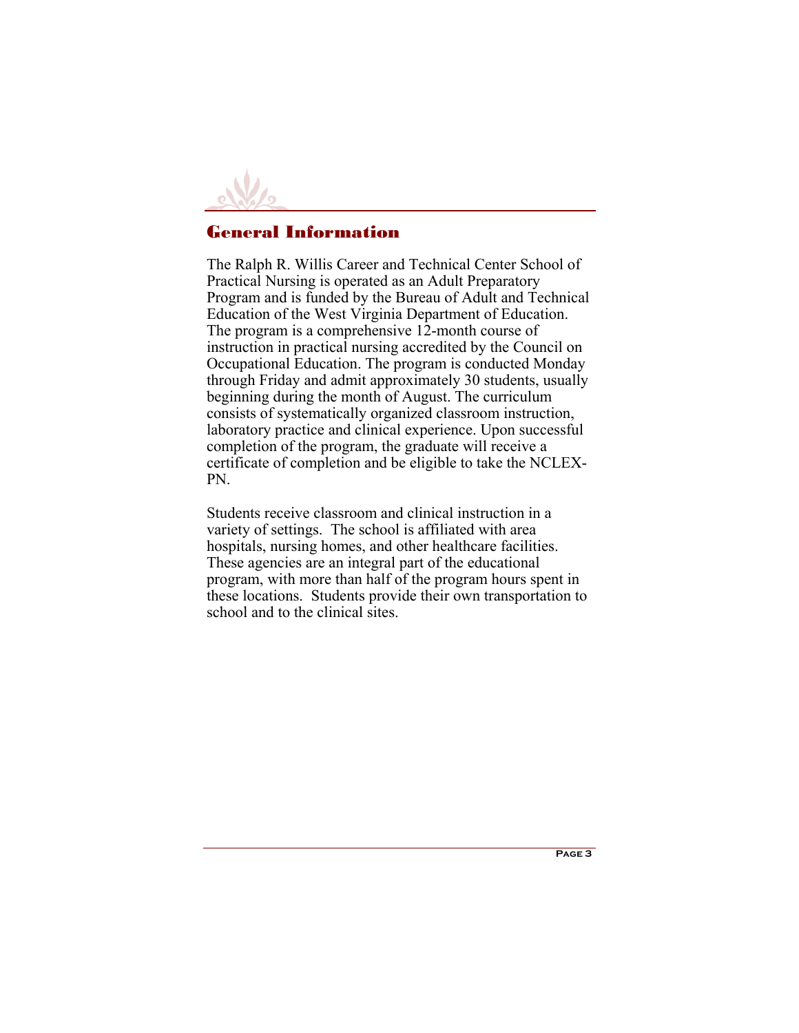## General Information

The Ralph R. Willis Career and Technical Center School of Practical Nursing is operated as an Adult Preparatory Program and is funded by the Bureau of Adult and Technical Education of the West Virginia Department of Education. The program is a comprehensive 12-month course of instruction in practical nursing accredited by the Council on Occupational Education. The program is conducted Monday through Friday and admit approximately 30 students, usually beginning during the month of August. The curriculum consists of systematically organized classroom instruction, laboratory practice and clinical experience. Upon successful completion of the program, the graduate will receive a certificate of completion and be eligible to take the NCLEX-PN.

Students receive classroom and clinical instruction in a variety of settings. The school is affiliated with area hospitals, nursing homes, and other healthcare facilities. These agencies are an integral part of the educational program, with more than half of the program hours spent in these locations. Students provide their own transportation to school and to the clinical sites.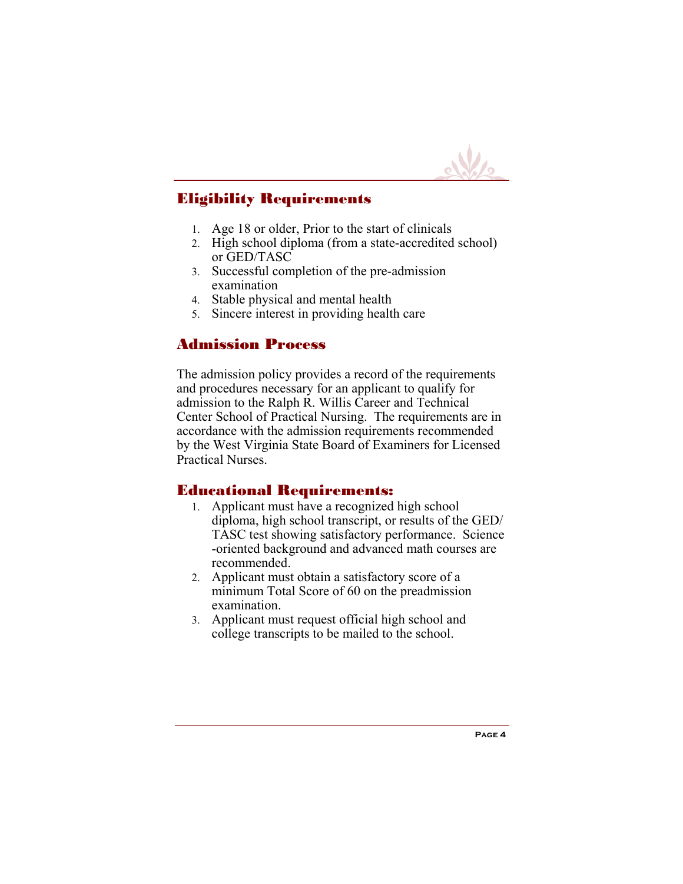## Eligibility Requirements

1. Age 18 or older, Prior to the start of clinicals
2. High school diploma (from a state-accredited school) or GED/TASC
3. Successful completion of the pre-admission examination
4. Stable physical and mental health
5. Sincere interest in providing health care

## Admission Process

The admission policy provides a record of the requirements and procedures necessary for an applicant to qualify for admission to the Ralph R. Willis Career and Technical Center School of Practical Nursing. The requirements are in accordance with the admission requirements recommended by the West Virginia State Board of Examiners for Licensed Practical Nurses.

## Educational Requirements:

1. Applicant must have a recognized high school diploma, high school transcript, or results of the GED/ TASC test showing satisfactory performance. Science -oriented background and advanced math courses are recommended.
2. Applicant must obtain a satisfactory score of a minimum Total Score of 60 on the preadmission examination.
3. Applicant must request official high school and college transcripts to be mailed to the school.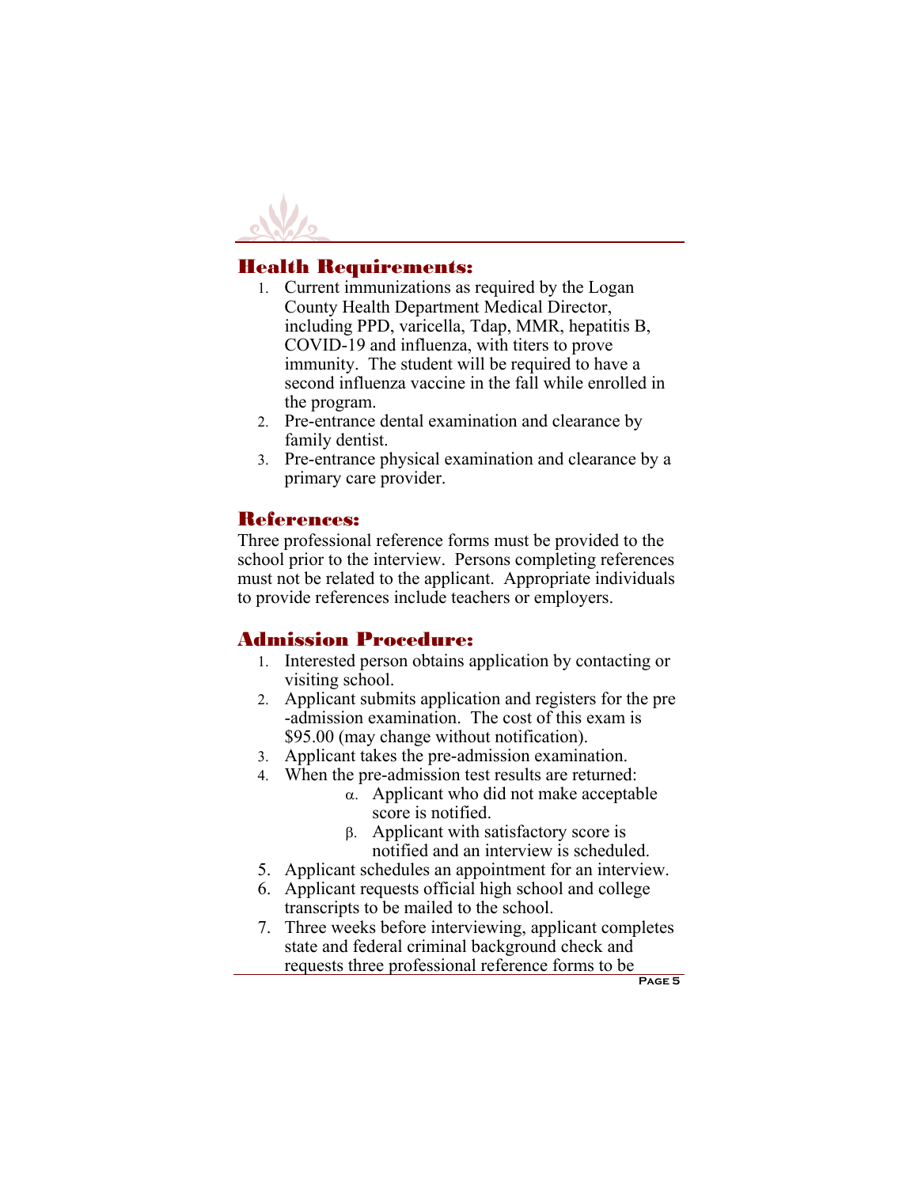## Health Requirements:

1. Current immunizations as required by the Logan County Health Department Medical Director, including PPD, varicella, Tdap, MMR, hepatitis B, COVID-19 and influenza, with titers to prove immunity. The student will be required to have a second influenza vaccine in the fall while enrolled in the program.
2. Pre-entrance dental examination and clearance by family dentist.
3. Pre-entrance physical examination and clearance by a primary care provider.

## References:

Three professional reference forms must be provided to the school prior to the interview. Persons completing references must not be related to the applicant. Appropriate individuals to provide references include teachers or employers.

## Admission Procedure:

1. Interested person obtains application by contacting or visiting school.
2. Applicant submits application and registers for the pre-admission examination. The cost of this exam is $95.00 (may change without notification).
3. Applicant takes the pre-admission examination.
4. When the pre-admission test results are returned:
   - α. Applicant who did not make acceptable score is notified.
   - β. Applicant with satisfactory score is notified and an interview is scheduled.
5. Applicant schedules an appointment for an interview.
6. Applicant requests official high school and college transcripts to be mailed to the school.
7. Three weeks before interviewing, applicant completes state and federal criminal background check and requests three professional reference forms to be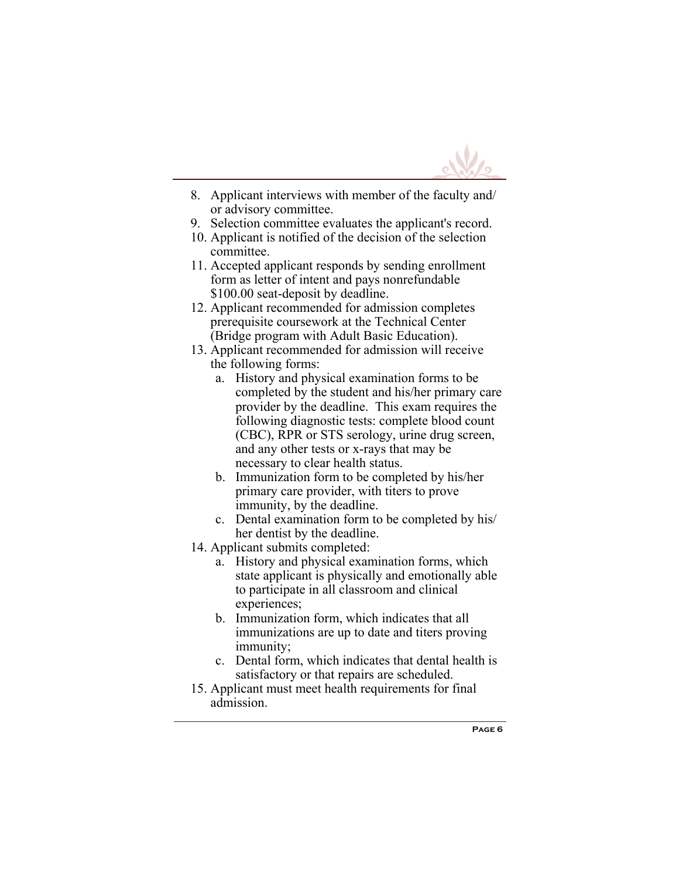8. Applicant interviews with member of the faculty and/ or advisory committee.
9. Selection committee evaluates the applicant's record.
10. Applicant is notified of the decision of the selection committee.
11. Accepted applicant responds by sending enrollment form as letter of intent and pays nonrefundable $100.00 seat-deposit by deadline.
12. Applicant recommended for admission completes prerequisite coursework at the Technical Center (Bridge program with Adult Basic Education).
13. Applicant recommended for admission will receive the following forms:
    a. History and physical examination forms to be completed by the student and his/her primary care provider by the deadline. This exam requires the following diagnostic tests: complete blood count (CBC), RPR or STS serology, urine drug screen, and any other tests or x-rays that may be necessary to clear health status.
    b. Immunization form to be completed by his/her primary care provider, with titers to prove immunity, by the deadline.
    c. Dental examination form to be completed by his/ her dentist by the deadline.
14. Applicant submits completed:
    a. History and physical examination forms, which state applicant is physically and emotionally able to participate in all classroom and clinical experiences;
    b. Immunization form, which indicates that all immunizations are up to date and titers proving immunity;
    c. Dental form, which indicates that dental health is satisfactory or that repairs are scheduled.
15. Applicant must meet health requirements for final admission.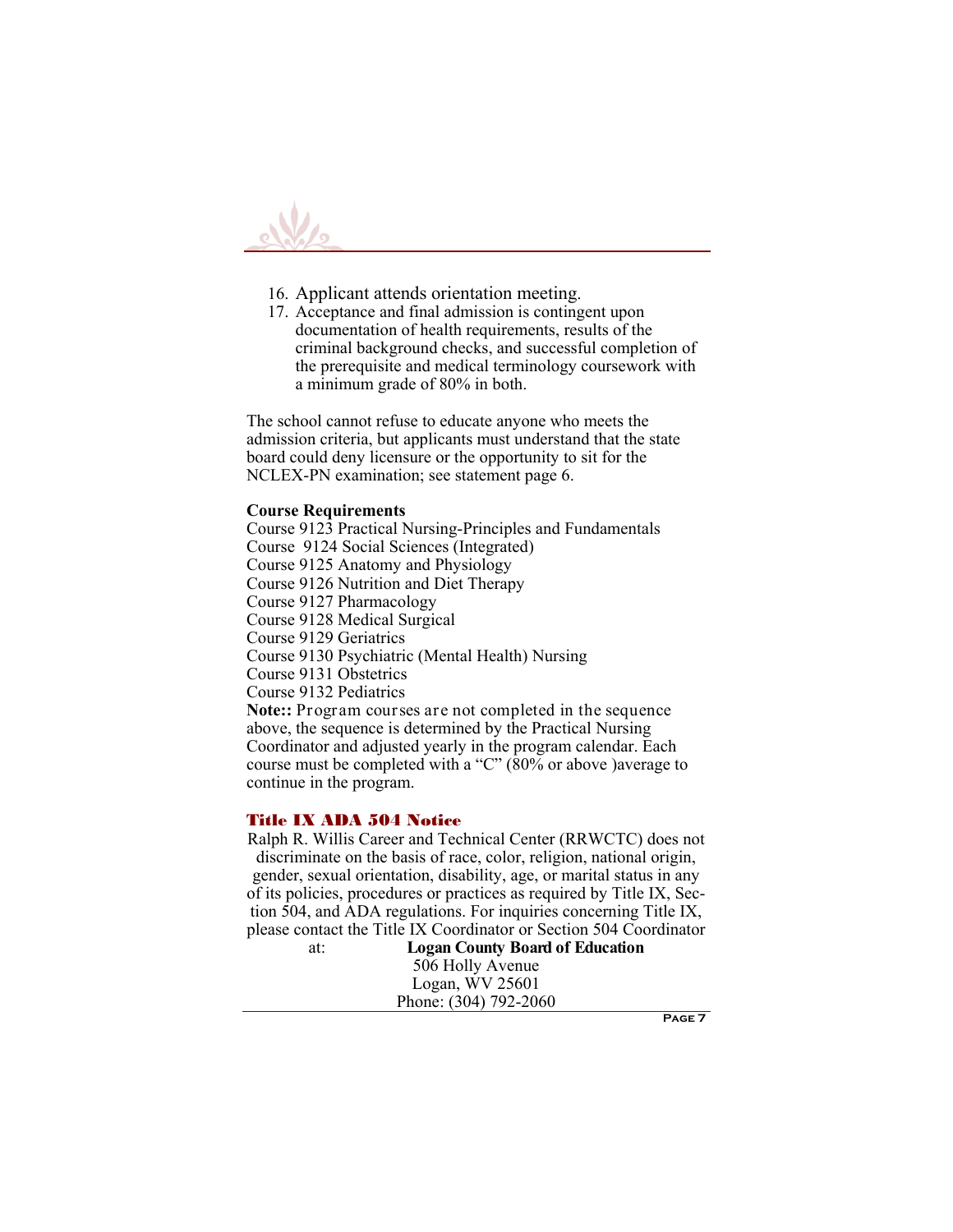16. Applicant attends orientation meeting.
17. Acceptance and final admission is contingent upon documentation of health requirements, results of the criminal background checks, and successful completion of the prerequisite and medical terminology coursework with a minimum grade of 80% in both.

The school cannot refuse to educate anyone who meets the admission criteria, but applicants must understand that the state board could deny licensure or the opportunity to sit for the NCLEX-PN examination; see statement page 6.

**Course Requirements**

Course 9123 Practical Nursing-Principles and Fundamentals
Course 9124 Social Sciences (Integrated)
Course 9125 Anatomy and Physiology
Course 9126 Nutrition and Diet Therapy
Course 9127 Pharmacology
Course 9128 Medical Surgical
Course 9129 Geriatrics
Course 9130 Psychiatric (Mental Health) Nursing
Course 9131 Obstetrics
Course 9132 Pediatrics

**Note::** Program courses are not completed in the sequence above, the sequence is determined by the Practical Nursing Coordinator and adjusted yearly in the program calendar. Each course must be completed with a "C" (80% or above )average to continue in the program.

## Title IX ADA 504 Notice

Ralph R. Willis Career and Technical Center (RRWCTC) does not discriminate on the basis of race, color, religion, national origin, gender, sexual orientation, disability, age, or marital status in any of its policies, procedures or practices as required by Title IX, Section 504, and ADA regulations. For inquiries concerning Title IX, please contact the Title IX Coordinator or Section 504 Coordinator at:

**Logan County Board of Education**
506 Holly Avenue
Logan, WV 25601
Phone: (304) 792-2060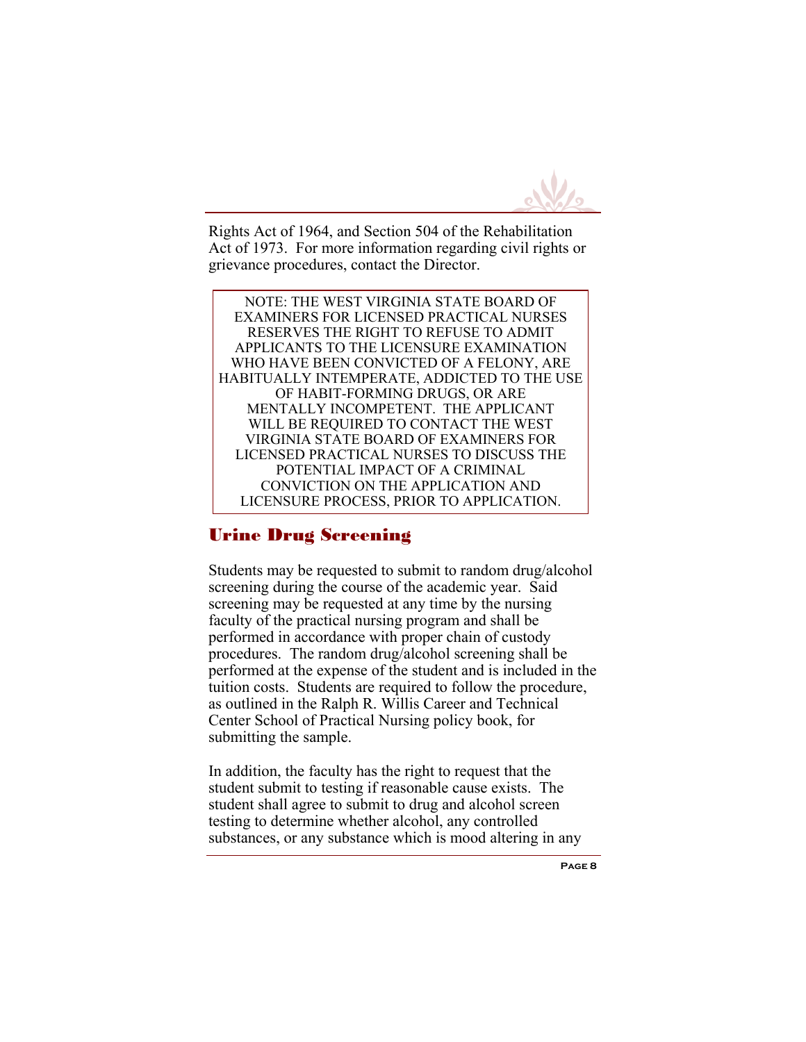Rights Act of 1964, and Section 504 of the Rehabilitation Act of 1973. For more information regarding civil rights or grievance procedures, contact the Director.

> NOTE: THE WEST VIRGINIA STATE BOARD OF EXAMINERS FOR LICENSED PRACTICAL NURSES RESERVES THE RIGHT TO REFUSE TO ADMIT APPLICANTS TO THE LICENSURE EXAMINATION WHO HAVE BEEN CONVICTED OF A FELONY, ARE HABITUALLY INTEMPERATE, ADDICTED TO THE USE OF HABIT-FORMING DRUGS, OR ARE MENTALLY INCOMPETENT. THE APPLICANT WILL BE REQUIRED TO CONTACT THE WEST VIRGINIA STATE BOARD OF EXAMINERS FOR LICENSED PRACTICAL NURSES TO DISCUSS THE POTENTIAL IMPACT OF A CRIMINAL CONVICTION ON THE APPLICATION AND LICENSURE PROCESS, PRIOR TO APPLICATION.

## Urine Drug Screening

Students may be requested to submit to random drug/alcohol screening during the course of the academic year. Said screening may be requested at any time by the nursing faculty of the practical nursing program and shall be performed in accordance with proper chain of custody procedures. The random drug/alcohol screening shall be performed at the expense of the student and is included in the tuition costs. Students are required to follow the procedure, as outlined in the Ralph R. Willis Career and Technical Center School of Practical Nursing policy book, for submitting the sample.

In addition, the faculty has the right to request that the student submit to testing if reasonable cause exists. The student shall agree to submit to drug and alcohol screen testing to determine whether alcohol, any controlled substances, or any substance which is mood altering in any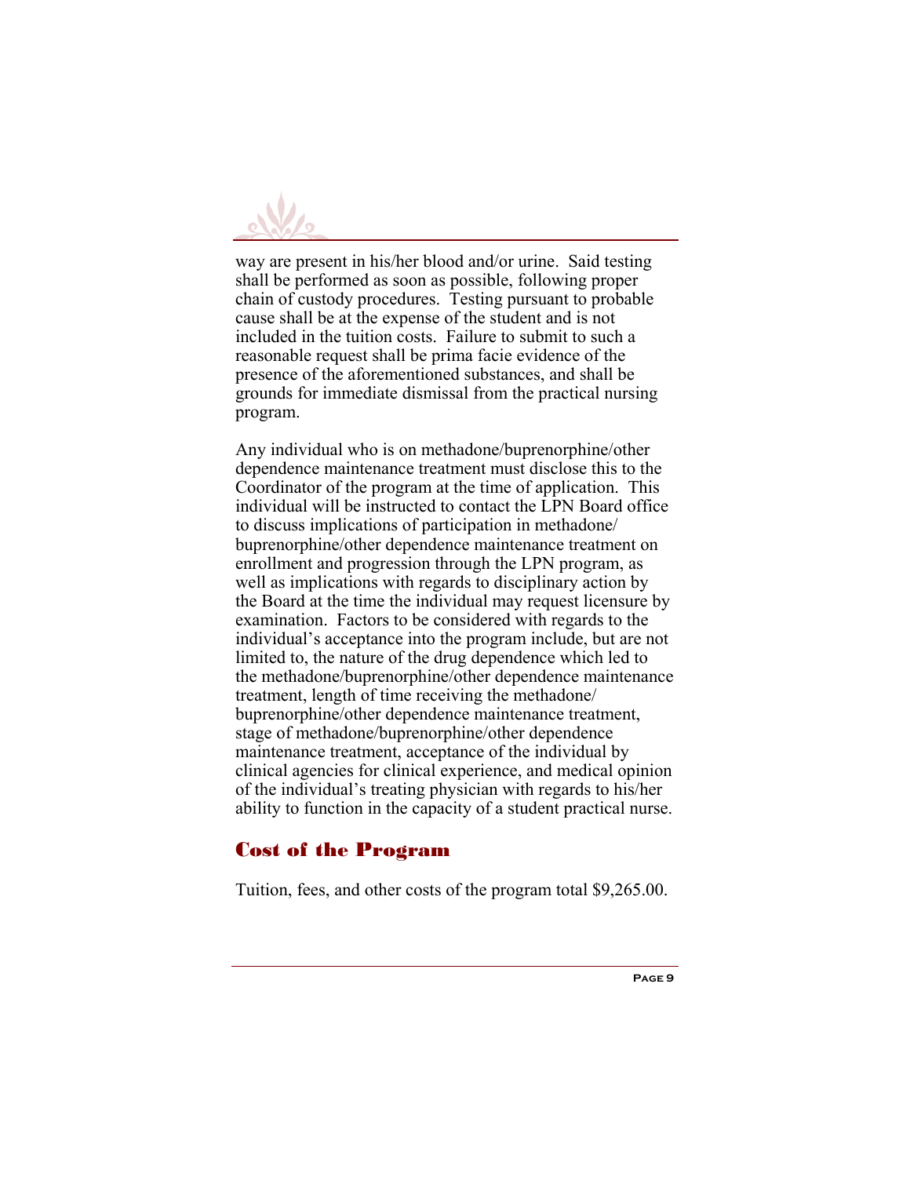way are present in his/her blood and/or urine. Said testing shall be performed as soon as possible, following proper chain of custody procedures. Testing pursuant to probable cause shall be at the expense of the student and is not included in the tuition costs. Failure to submit to such a reasonable request shall be prima facie evidence of the presence of the aforementioned substances, and shall be grounds for immediate dismissal from the practical nursing program.

Any individual who is on methadone/buprenorphine/other dependence maintenance treatment must disclose this to the Coordinator of the program at the time of application. This individual will be instructed to contact the LPN Board office to discuss implications of participation in methadone/buprenorphine/other dependence maintenance treatment on enrollment and progression through the LPN program, as well as implications with regards to disciplinary action by the Board at the time the individual may request licensure by examination. Factors to be considered with regards to the individual's acceptance into the program include, but are not limited to, the nature of the drug dependence which led to the methadone/buprenorphine/other dependence maintenance treatment, length of time receiving the methadone/buprenorphine/other dependence maintenance treatment, stage of methadone/buprenorphine/other dependence maintenance treatment, acceptance of the individual by clinical agencies for clinical experience, and medical opinion of the individual's treating physician with regards to his/her ability to function in the capacity of a student practical nurse.

## Cost of the Program

Tuition, fees, and other costs of the program total $9,265.00.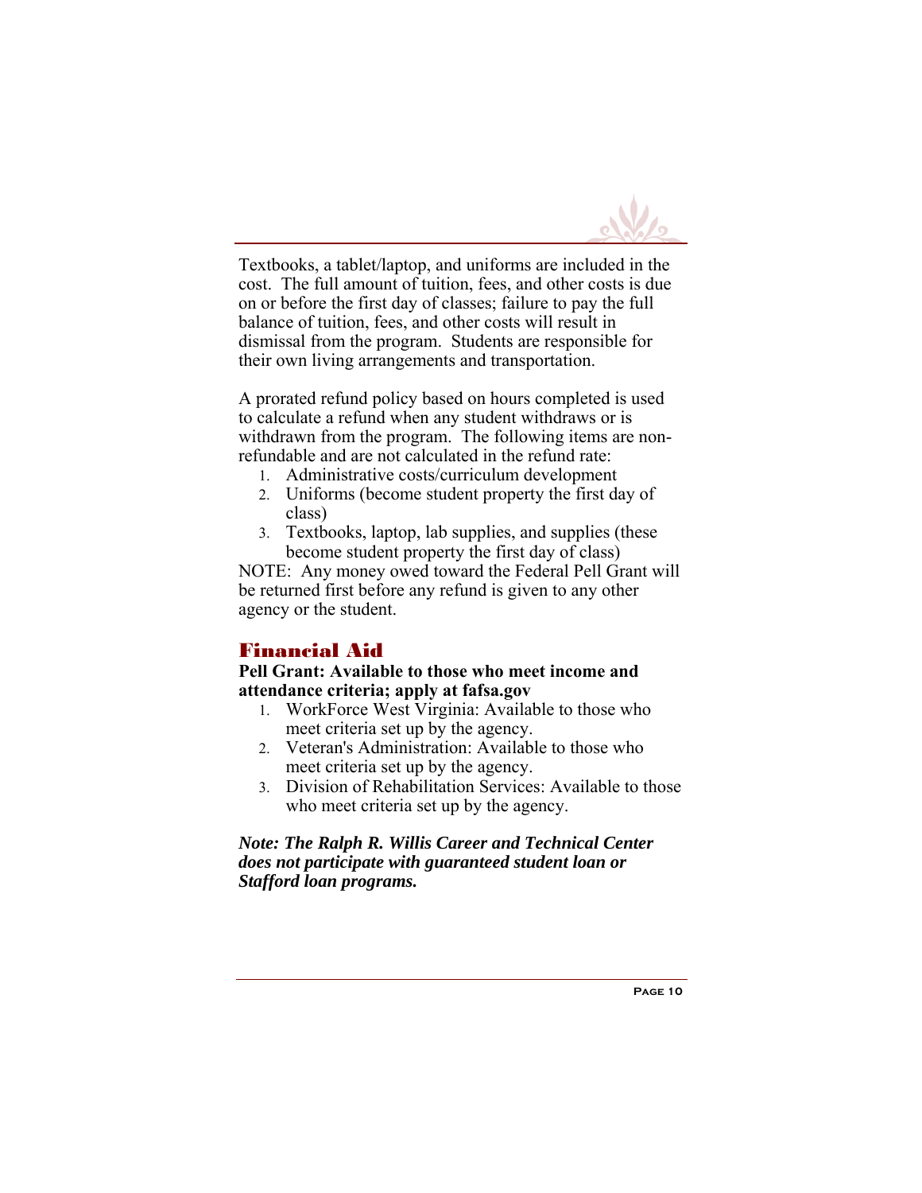Textbooks, a tablet/laptop, and uniforms are included in the cost. The full amount of tuition, fees, and other costs is due on or before the first day of classes; failure to pay the full balance of tuition, fees, and other costs will result in dismissal from the program. Students are responsible for their own living arrangements and transportation.

A prorated refund policy based on hours completed is used to calculate a refund when any student withdraws or is withdrawn from the program. The following items are non-refundable and are not calculated in the refund rate:

1. Administrative costs/curriculum development
2. Uniforms (become student property the first day of class)
3. Textbooks, laptop, lab supplies, and supplies (these become student property the first day of class)

NOTE: Any money owed toward the Federal Pell Grant will be returned first before any refund is given to any other agency or the student.

## Financial Aid

**Pell Grant: Available to those who meet income and attendance criteria; apply at fafsa.gov**

1. WorkForce West Virginia: Available to those who meet criteria set up by the agency.
2. Veteran's Administration: Available to those who meet criteria set up by the agency.
3. Division of Rehabilitation Services: Available to those who meet criteria set up by the agency.

***Note: The Ralph R. Willis Career and Technical Center does not participate with guaranteed student loan or Stafford loan programs.***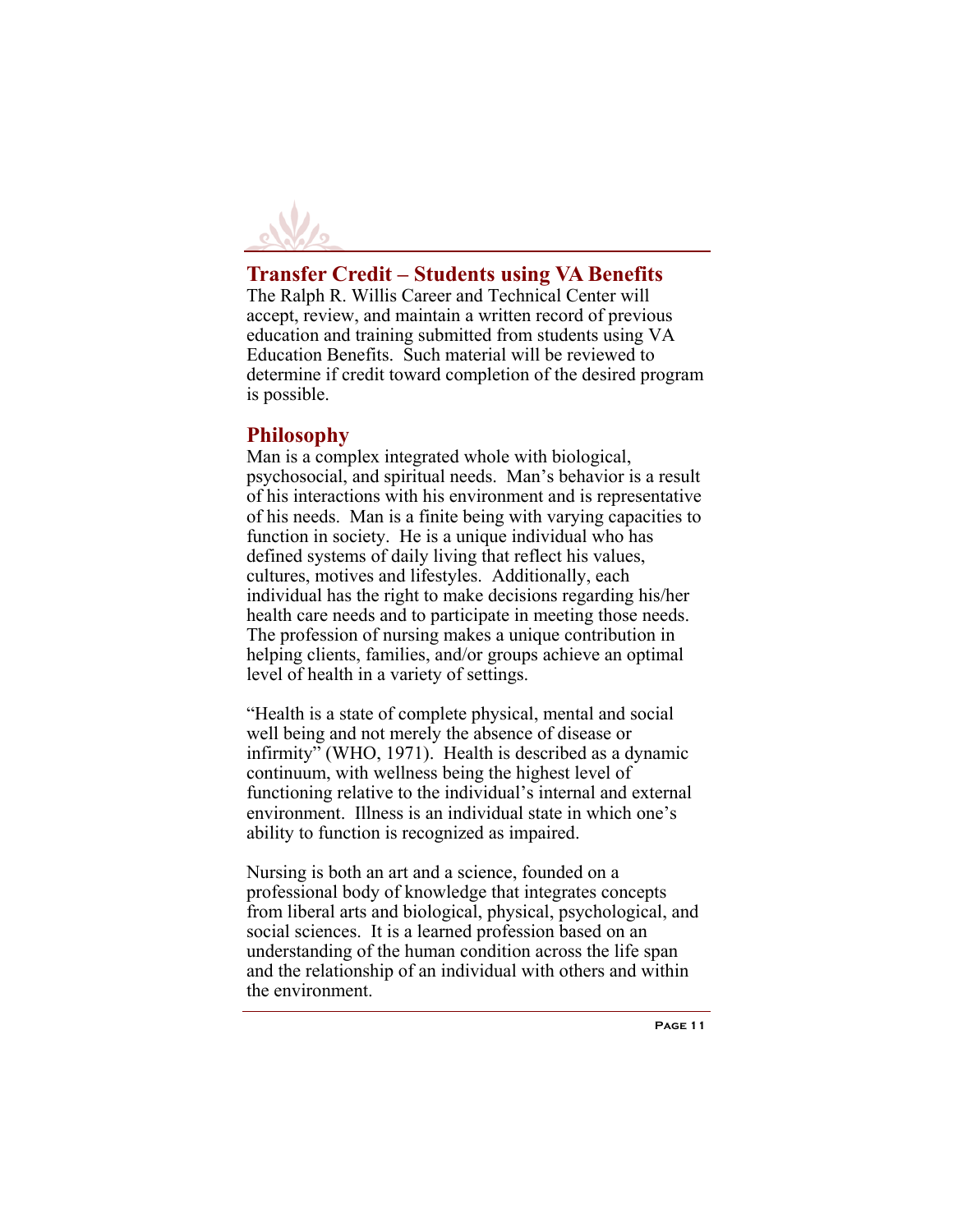## Transfer Credit – Students using VA Benefits

The Ralph R. Willis Career and Technical Center will accept, review, and maintain a written record of previous education and training submitted from students using VA Education Benefits. Such material will be reviewed to determine if credit toward completion of the desired program is possible.

## Philosophy

Man is a complex integrated whole with biological, psychosocial, and spiritual needs. Man's behavior is a result of his interactions with his environment and is representative of his needs. Man is a finite being with varying capacities to function in society. He is a unique individual who has defined systems of daily living that reflect his values, cultures, motives and lifestyles. Additionally, each individual has the right to make decisions regarding his/her health care needs and to participate in meeting those needs. The profession of nursing makes a unique contribution in helping clients, families, and/or groups achieve an optimal level of health in a variety of settings.

"Health is a state of complete physical, mental and social well being and not merely the absence of disease or infirmity" (WHO, 1971). Health is described as a dynamic continuum, with wellness being the highest level of functioning relative to the individual's internal and external environment. Illness is an individual state in which one's ability to function is recognized as impaired.

Nursing is both an art and a science, founded on a professional body of knowledge that integrates concepts from liberal arts and biological, physical, psychological, and social sciences. It is a learned profession based on an understanding of the human condition across the life span and the relationship of an individual with others and within the environment.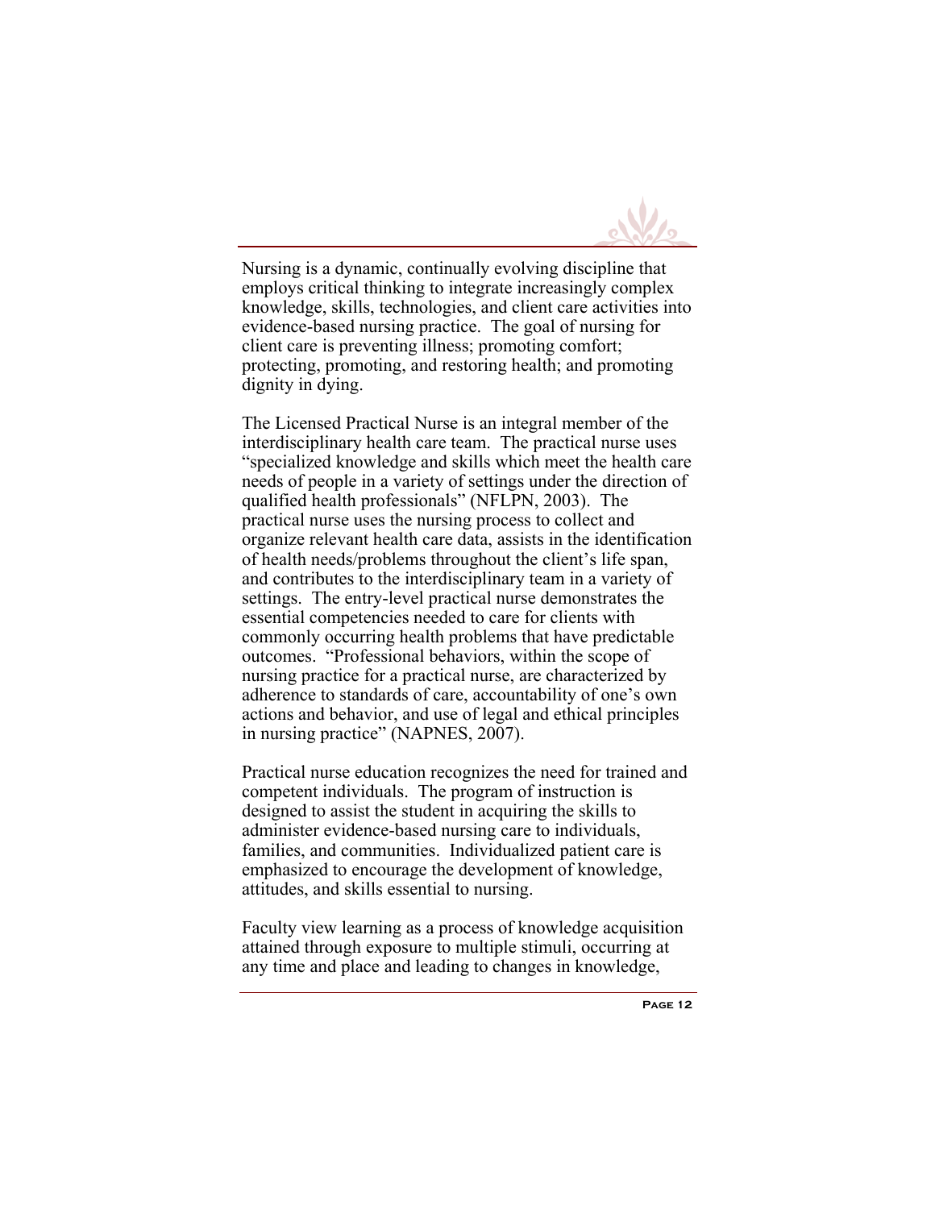Nursing is a dynamic, continually evolving discipline that employs critical thinking to integrate increasingly complex knowledge, skills, technologies, and client care activities into evidence-based nursing practice. The goal of nursing for client care is preventing illness; promoting comfort; protecting, promoting, and restoring health; and promoting dignity in dying.

The Licensed Practical Nurse is an integral member of the interdisciplinary health care team. The practical nurse uses "specialized knowledge and skills which meet the health care needs of people in a variety of settings under the direction of qualified health professionals" (NFLPN, 2003). The practical nurse uses the nursing process to collect and organize relevant health care data, assists in the identification of health needs/problems throughout the client's life span, and contributes to the interdisciplinary team in a variety of settings. The entry-level practical nurse demonstrates the essential competencies needed to care for clients with commonly occurring health problems that have predictable outcomes. "Professional behaviors, within the scope of nursing practice for a practical nurse, are characterized by adherence to standards of care, accountability of one's own actions and behavior, and use of legal and ethical principles in nursing practice" (NAPNES, 2007).

Practical nurse education recognizes the need for trained and competent individuals. The program of instruction is designed to assist the student in acquiring the skills to administer evidence-based nursing care to individuals, families, and communities. Individualized patient care is emphasized to encourage the development of knowledge, attitudes, and skills essential to nursing.

Faculty view learning as a process of knowledge acquisition attained through exposure to multiple stimuli, occurring at any time and place and leading to changes in knowledge,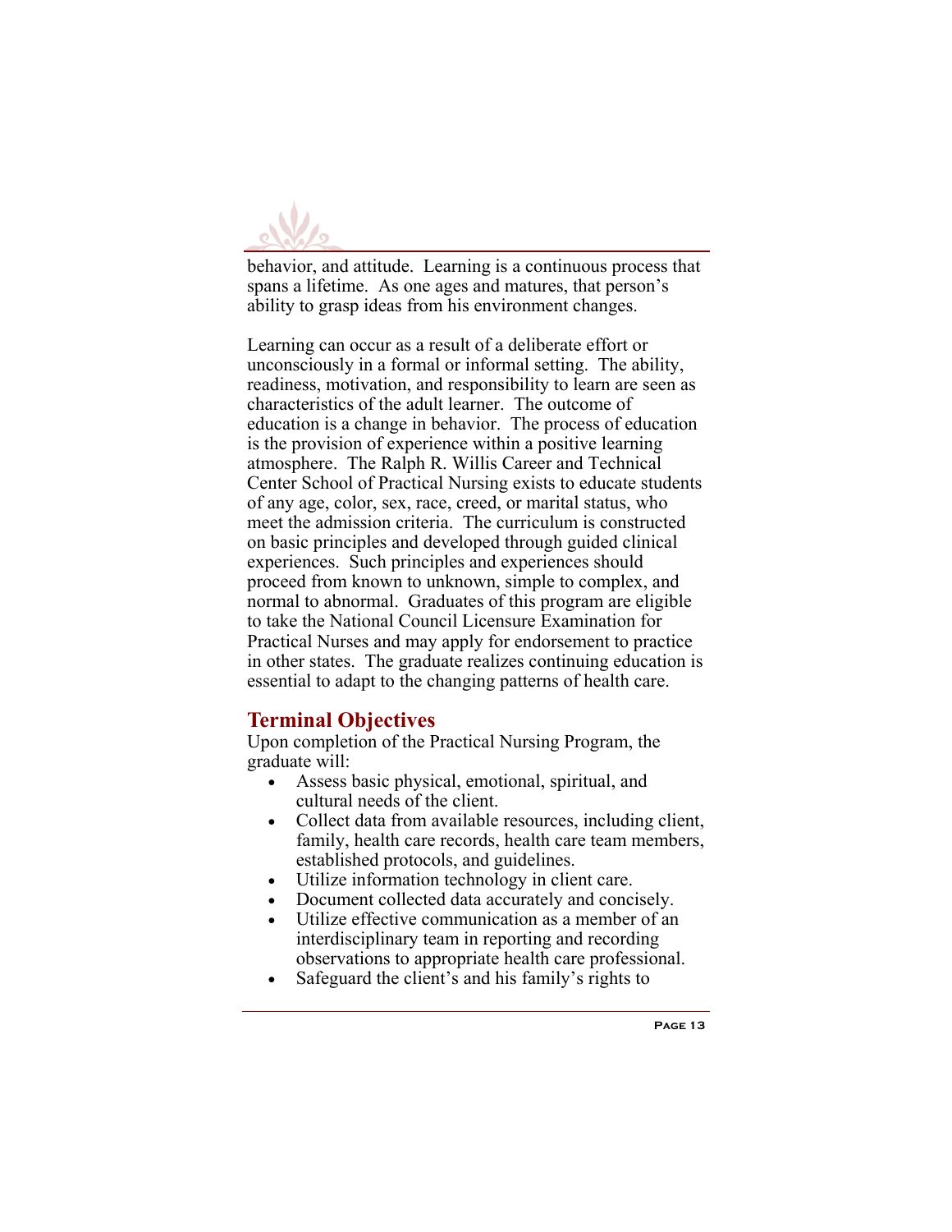behavior, and attitude. Learning is a continuous process that spans a lifetime. As one ages and matures, that person's ability to grasp ideas from his environment changes.

Learning can occur as a result of a deliberate effort or unconsciously in a formal or informal setting. The ability, readiness, motivation, and responsibility to learn are seen as characteristics of the adult learner. The outcome of education is a change in behavior. The process of education is the provision of experience within a positive learning atmosphere. The Ralph R. Willis Career and Technical Center School of Practical Nursing exists to educate students of any age, color, sex, race, creed, or marital status, who meet the admission criteria. The curriculum is constructed on basic principles and developed through guided clinical experiences. Such principles and experiences should proceed from known to unknown, simple to complex, and normal to abnormal. Graduates of this program are eligible to take the National Council Licensure Examination for Practical Nurses and may apply for endorsement to practice in other states. The graduate realizes continuing education is essential to adapt to the changing patterns of health care.

## Terminal Objectives

Upon completion of the Practical Nursing Program, the graduate will:

- Assess basic physical, emotional, spiritual, and cultural needs of the client.
- Collect data from available resources, including client, family, health care records, health care team members, established protocols, and guidelines.
- Utilize information technology in client care.
- Document collected data accurately and concisely.
- Utilize effective communication as a member of an interdisciplinary team in reporting and recording observations to appropriate health care professional.
- Safeguard the client's and his family's rights to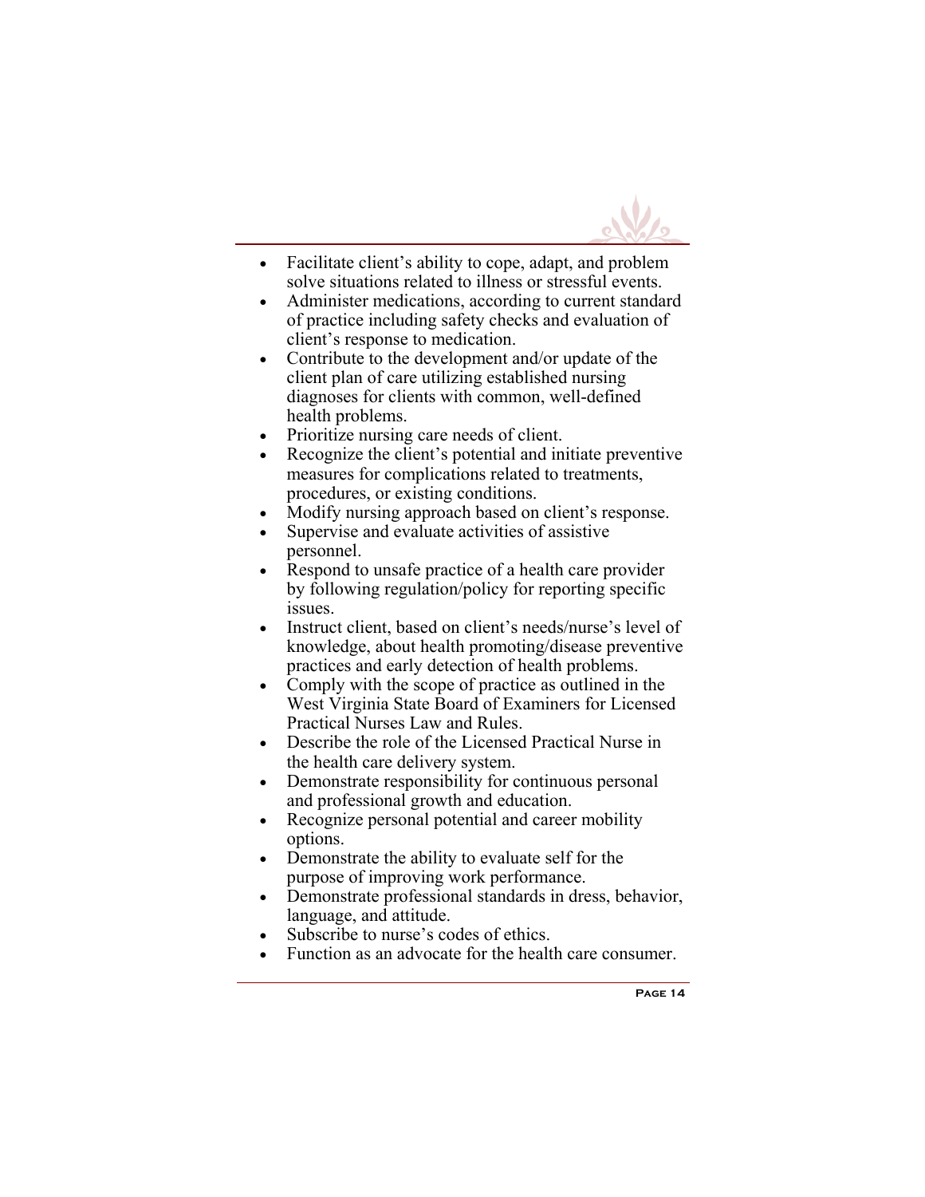- Facilitate client’s ability to cope, adapt, and problem solve situations related to illness or stressful events.
- Administer medications, according to current standard of practice including safety checks and evaluation of client’s response to medication.
- Contribute to the development and/or update of the client plan of care utilizing established nursing diagnoses for clients with common, well-defined health problems.
- Prioritize nursing care needs of client.
- Recognize the client’s potential and initiate preventive measures for complications related to treatments, procedures, or existing conditions.
- Modify nursing approach based on client’s response.
- Supervise and evaluate activities of assistive personnel.
- Respond to unsafe practice of a health care provider by following regulation/policy for reporting specific issues.
- Instruct client, based on client’s needs/nurse’s level of knowledge, about health promoting/disease preventive practices and early detection of health problems.
- Comply with the scope of practice as outlined in the West Virginia State Board of Examiners for Licensed Practical Nurses Law and Rules.
- Describe the role of the Licensed Practical Nurse in the health care delivery system.
- Demonstrate responsibility for continuous personal and professional growth and education.
- Recognize personal potential and career mobility options.
- Demonstrate the ability to evaluate self for the purpose of improving work performance.
- Demonstrate professional standards in dress, behavior, language, and attitude.
- Subscribe to nurse’s codes of ethics.
- Function as an advocate for the health care consumer.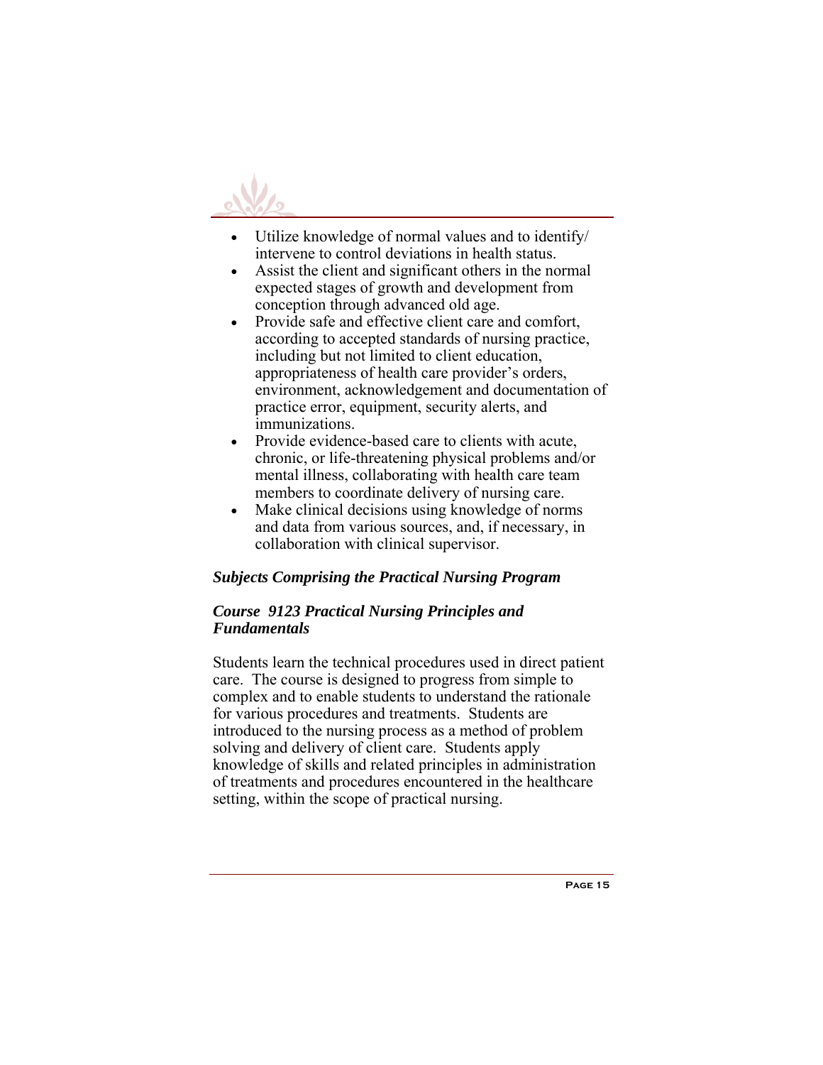- Utilize knowledge of normal values and to identify/ intervene to control deviations in health status.
- Assist the client and significant others in the normal expected stages of growth and development from conception through advanced old age.
- Provide safe and effective client care and comfort, according to accepted standards of nursing practice, including but not limited to client education, appropriateness of health care provider's orders, environment, acknowledgement and documentation of practice error, equipment, security alerts, and immunizations.
- Provide evidence-based care to clients with acute, chronic, or life-threatening physical problems and/or mental illness, collaborating with health care team members to coordinate delivery of nursing care.
- Make clinical decisions using knowledge of norms and data from various sources, and, if necessary, in collaboration with clinical supervisor.

### *Subjects Comprising the Practical Nursing Program*

### *Course 9123 Practical Nursing Principles and Fundamentals*

Students learn the technical procedures used in direct patient care. The course is designed to progress from simple to complex and to enable students to understand the rationale for various procedures and treatments. Students are introduced to the nursing process as a method of problem solving and delivery of client care. Students apply knowledge of skills and related principles in administration of treatments and procedures encountered in the healthcare setting, within the scope of practical nursing.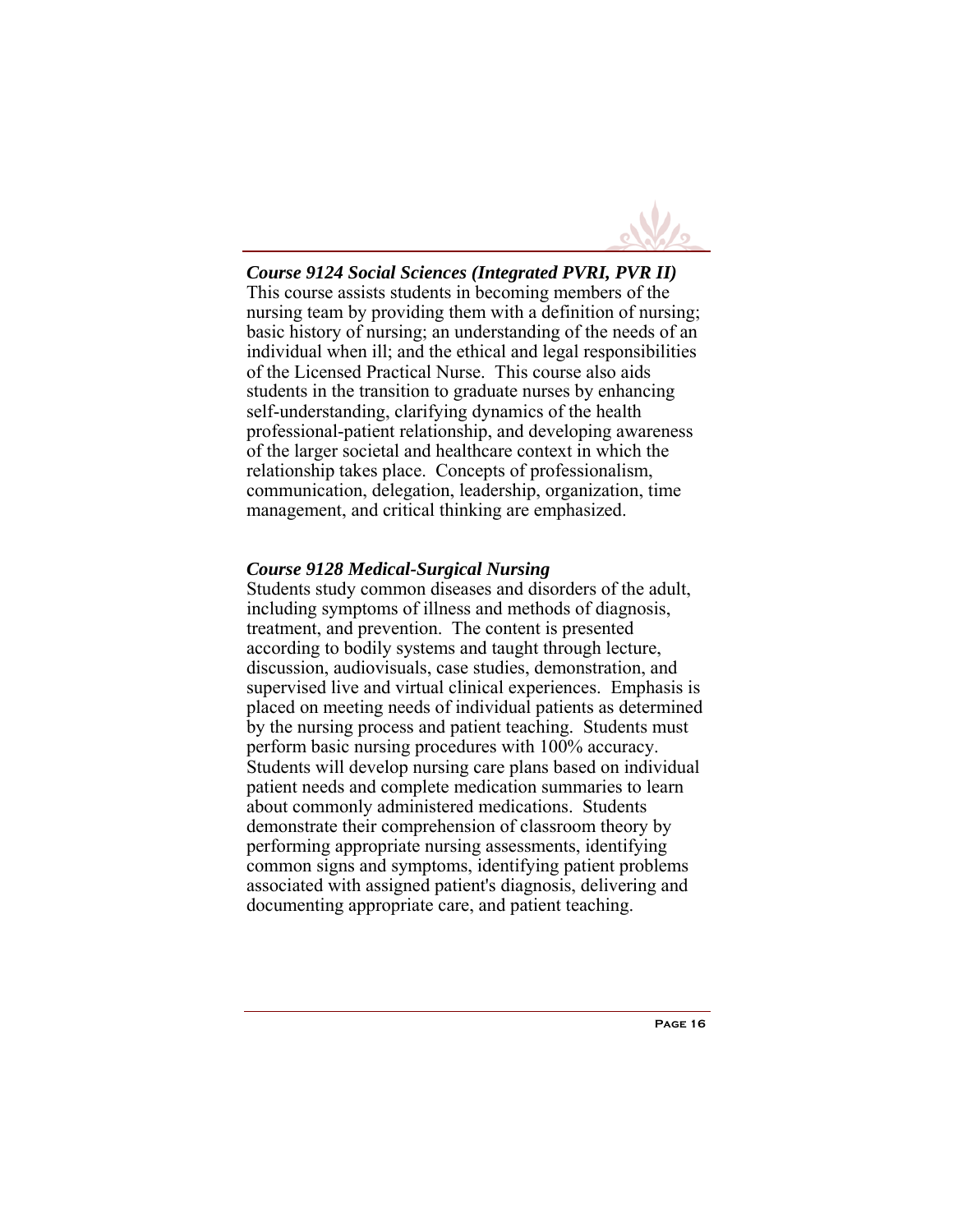***Course 9124 Social Sciences (Integrated PVRI, PVR II)***

This course assists students in becoming members of the nursing team by providing them with a definition of nursing; basic history of nursing; an understanding of the needs of an individual when ill; and the ethical and legal responsibilities of the Licensed Practical Nurse. This course also aids students in the transition to graduate nurses by enhancing self-understanding, clarifying dynamics of the health professional-patient relationship, and developing awareness of the larger societal and healthcare context in which the relationship takes place. Concepts of professionalism, communication, delegation, leadership, organization, time management, and critical thinking are emphasized.

***Course 9128 Medical-Surgical Nursing***

Students study common diseases and disorders of the adult, including symptoms of illness and methods of diagnosis, treatment, and prevention. The content is presented according to bodily systems and taught through lecture, discussion, audiovisuals, case studies, demonstration, and supervised live and virtual clinical experiences. Emphasis is placed on meeting needs of individual patients as determined by the nursing process and patient teaching. Students must perform basic nursing procedures with 100% accuracy. Students will develop nursing care plans based on individual patient needs and complete medication summaries to learn about commonly administered medications. Students demonstrate their comprehension of classroom theory by performing appropriate nursing assessments, identifying common signs and symptoms, identifying patient problems associated with assigned patient's diagnosis, delivering and documenting appropriate care, and patient teaching.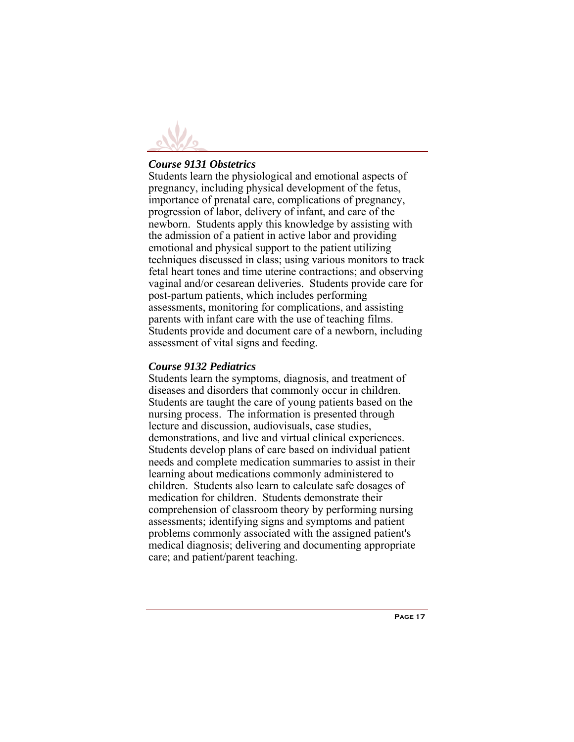### *Course 9131 Obstetrics*

Students learn the physiological and emotional aspects of pregnancy, including physical development of the fetus, importance of prenatal care, complications of pregnancy, progression of labor, delivery of infant, and care of the newborn. Students apply this knowledge by assisting with the admission of a patient in active labor and providing emotional and physical support to the patient utilizing techniques discussed in class; using various monitors to track fetal heart tones and time uterine contractions; and observing vaginal and/or cesarean deliveries. Students provide care for post-partum patients, which includes performing assessments, monitoring for complications, and assisting parents with infant care with the use of teaching films. Students provide and document care of a newborn, including assessment of vital signs and feeding.

### *Course 9132 Pediatrics*

Students learn the symptoms, diagnosis, and treatment of diseases and disorders that commonly occur in children. Students are taught the care of young patients based on the nursing process. The information is presented through lecture and discussion, audiovisuals, case studies, demonstrations, and live and virtual clinical experiences. Students develop plans of care based on individual patient needs and complete medication summaries to assist in their learning about medications commonly administered to children. Students also learn to calculate safe dosages of medication for children. Students demonstrate their comprehension of classroom theory by performing nursing assessments; identifying signs and symptoms and patient problems commonly associated with the assigned patient's medical diagnosis; delivering and documenting appropriate care; and patient/parent teaching.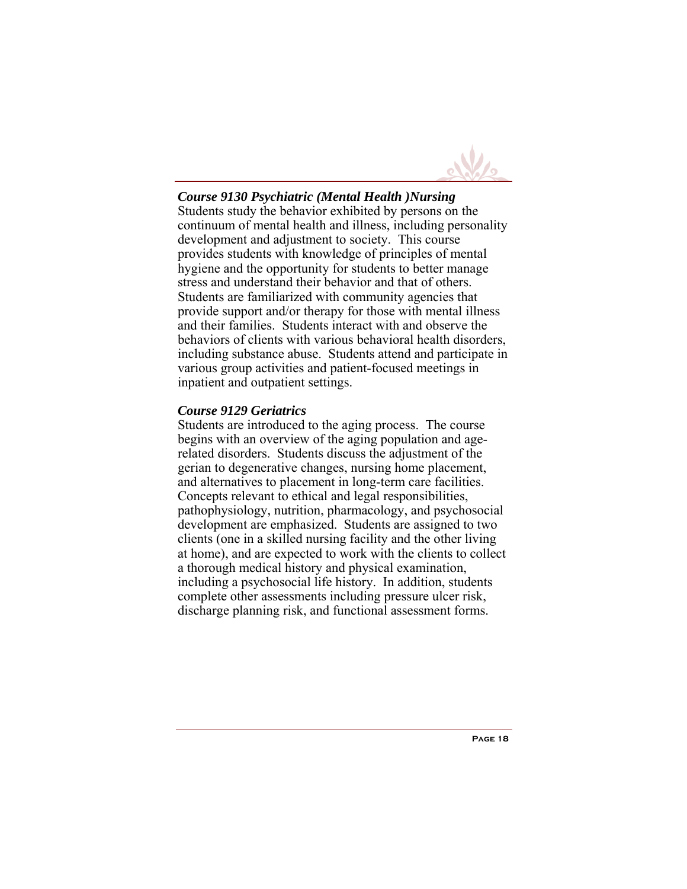### *Course 9130 Psychiatric (Mental Health )Nursing*

Students study the behavior exhibited by persons on the continuum of mental health and illness, including personality development and adjustment to society. This course provides students with knowledge of principles of mental hygiene and the opportunity for students to better manage stress and understand their behavior and that of others. Students are familiarized with community agencies that provide support and/or therapy for those with mental illness and their families. Students interact with and observe the behaviors of clients with various behavioral health disorders, including substance abuse. Students attend and participate in various group activities and patient-focused meetings in inpatient and outpatient settings.

### *Course 9129 Geriatrics*

Students are introduced to the aging process. The course begins with an overview of the aging population and age-related disorders. Students discuss the adjustment of the gerian to degenerative changes, nursing home placement, and alternatives to placement in long-term care facilities. Concepts relevant to ethical and legal responsibilities, pathophysiology, nutrition, pharmacology, and psychosocial development are emphasized. Students are assigned to two clients (one in a skilled nursing facility and the other living at home), and are expected to work with the clients to collect a thorough medical history and physical examination, including a psychosocial life history. In addition, students complete other assessments including pressure ulcer risk, discharge planning risk, and functional assessment forms.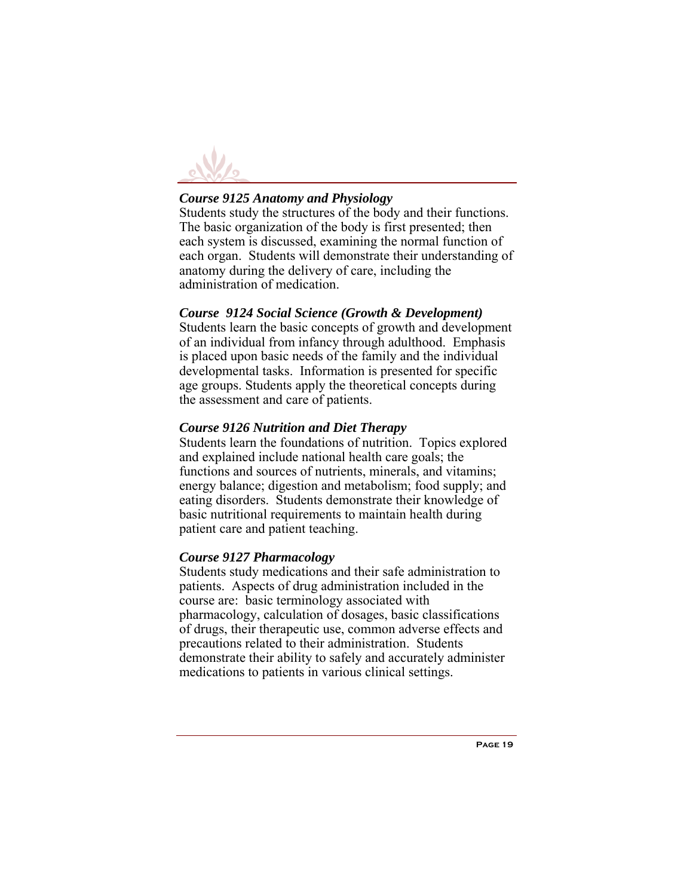### *Course 9125 Anatomy and Physiology*

Students study the structures of the body and their functions. The basic organization of the body is first presented; then each system is discussed, examining the normal function of each organ. Students will demonstrate their understanding of anatomy during the delivery of care, including the administration of medication.

### *Course 9124 Social Science (Growth & Development)*

Students learn the basic concepts of growth and development of an individual from infancy through adulthood. Emphasis is placed upon basic needs of the family and the individual developmental tasks. Information is presented for specific age groups. Students apply the theoretical concepts during the assessment and care of patients.

### *Course 9126 Nutrition and Diet Therapy*

Students learn the foundations of nutrition. Topics explored and explained include national health care goals; the functions and sources of nutrients, minerals, and vitamins; energy balance; digestion and metabolism; food supply; and eating disorders. Students demonstrate their knowledge of basic nutritional requirements to maintain health during patient care and patient teaching.

### *Course 9127 Pharmacology*

Students study medications and their safe administration to patients. Aspects of drug administration included in the course are: basic terminology associated with pharmacology, calculation of dosages, basic classifications of drugs, their therapeutic use, common adverse effects and precautions related to their administration. Students demonstrate their ability to safely and accurately administer medications to patients in various clinical settings.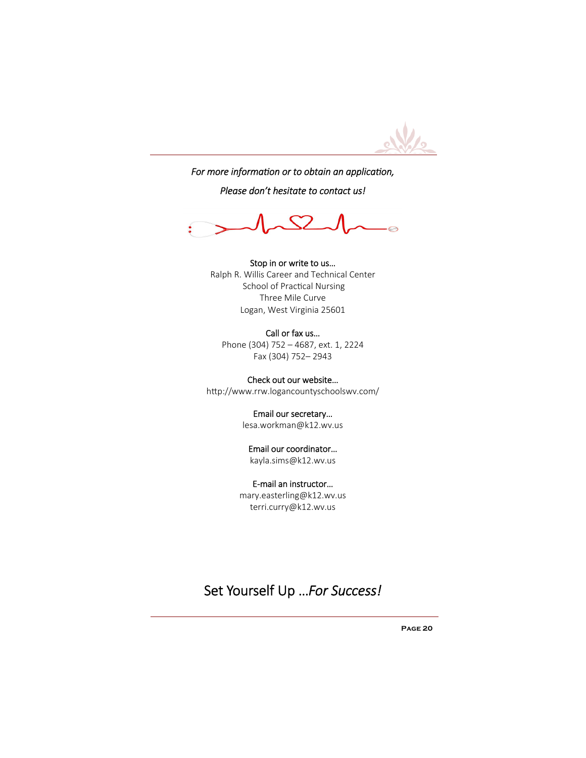*For more information or to obtain an application,*

*Please don't hesitate to contact us!*

Stop in or write to us…
Ralph R. Willis Career and Technical Center
School of Practical Nursing
Three Mile Curve
Logan, West Virginia 25601

Call or fax us…
Phone (304) 752 – 4687, ext. 1, 2224
Fax (304) 752– 2943

Check out our website…
http://www.rrw.logancountyschoolswv.com/

Email our secretary…
lesa.workman@k12.wv.us

Email our coordinator…
kayla.sims@k12.wv.us

E-mail an instructor…
mary.easterling@k12.wv.us
terri.curry@k12.wv.us

Set Yourself Up …*For Success!*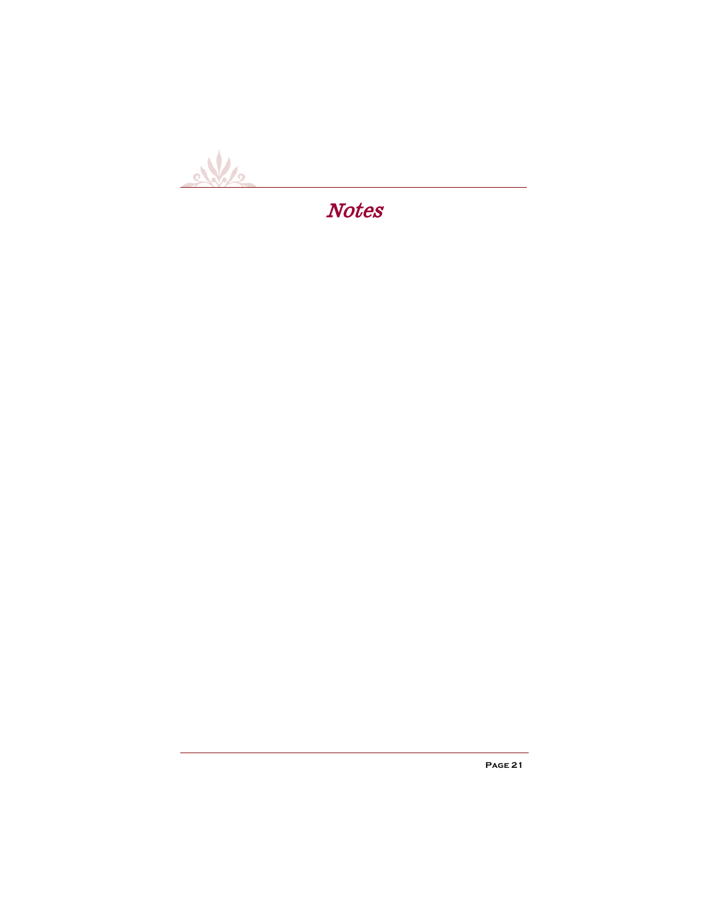# *Notes*